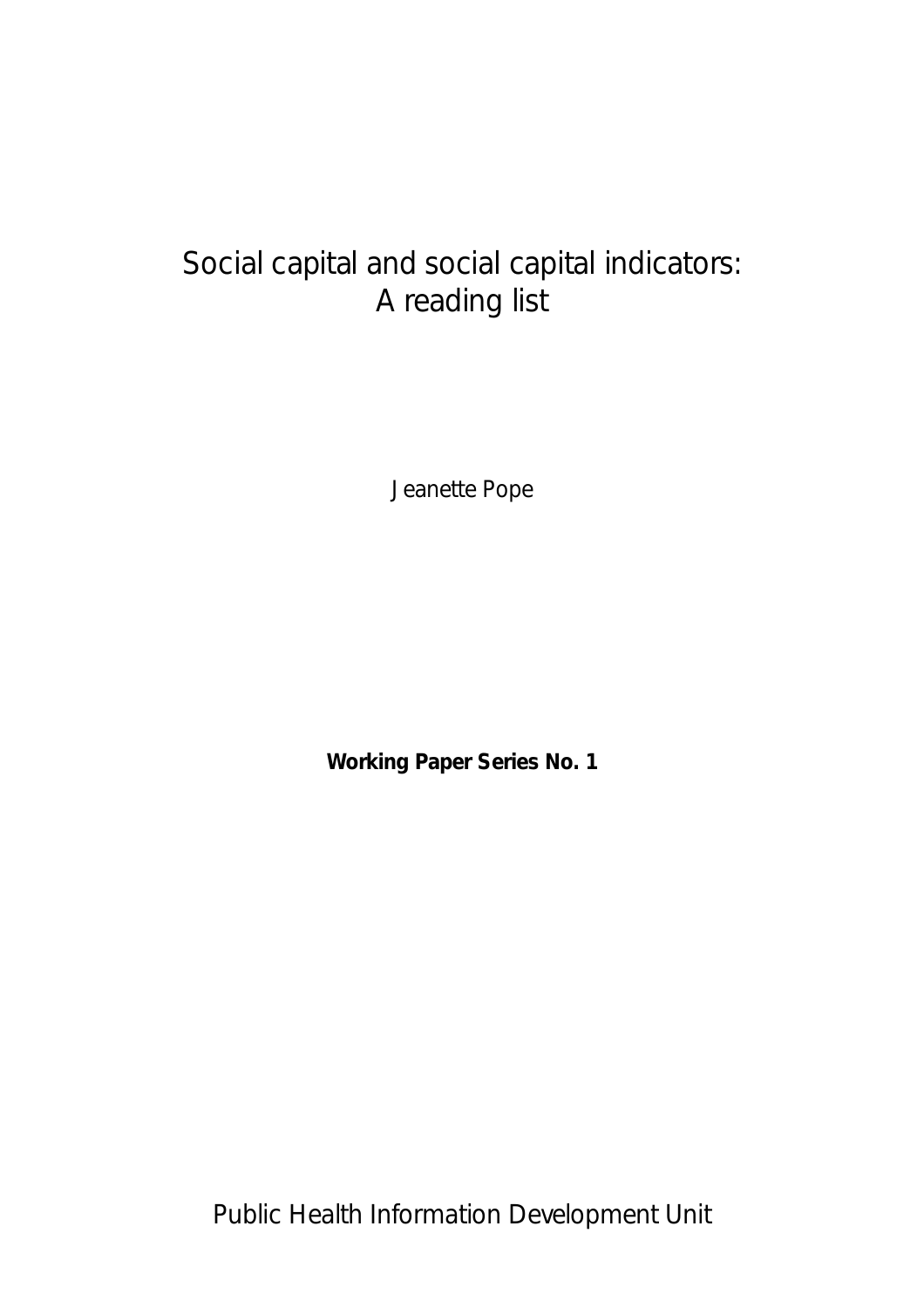# Social capital and social capital indicators: A reading list

Jeanette Pope

**Working Paper Series No. 1**

Public Health Information Development Unit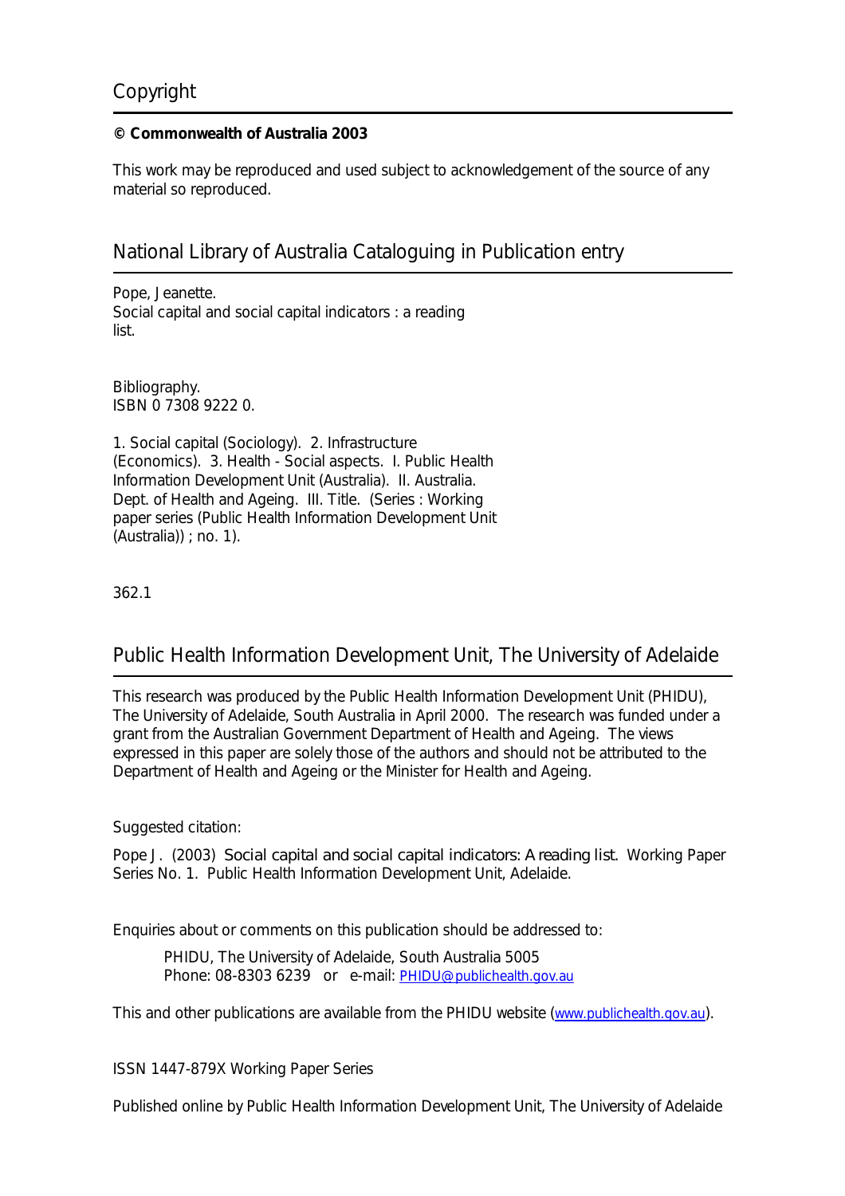## Copyright

**© Commonwealth of Australia 2003**

This work may be reproduced and used subject to acknowledgement of the source of any material so reproduced.

## National Library of Australia Cataloguing in Publication entry

Pope, Jeanette.
Social capital and social capital indicators : a reading list.

Bibliography.
ISBN 0 7308 9222 0.

1. Social capital (Sociology). 2. Infrastructure (Economics). 3. Health - Social aspects. I. Public Health Information Development Unit (Australia). II. Australia. Dept. of Health and Ageing. III. Title. (Series : Working paper series (Public Health Information Development Unit (Australia)) ; no. 1).

362.1

## Public Health Information Development Unit, The University of Adelaide

This research was produced by the Public Health Information Development Unit (PHIDU), The University of Adelaide, South Australia in April 2000. The research was funded under a grant from the Australian Government Department of Health and Ageing. The views expressed in this paper are solely those of the authors and should not be attributed to the Department of Health and Ageing or the Minister for Health and Ageing.

Suggested citation:

Pope J. (2003) *Social capital and social capital indicators: A reading list.* Working Paper Series No. 1. Public Health Information Development Unit, Adelaide.

Enquiries about or comments on this publication should be addressed to:

> PHIDU, The University of Adelaide, South Australia 5005
> Phone: 08-8303 6239 or e-mail: PHIDU@publichealth.gov.au

This and other publications are available from the PHIDU website (www.publichealth.gov.au).

ISSN 1447-879X Working Paper Series

Published online by Public Health Information Development Unit, The University of Adelaide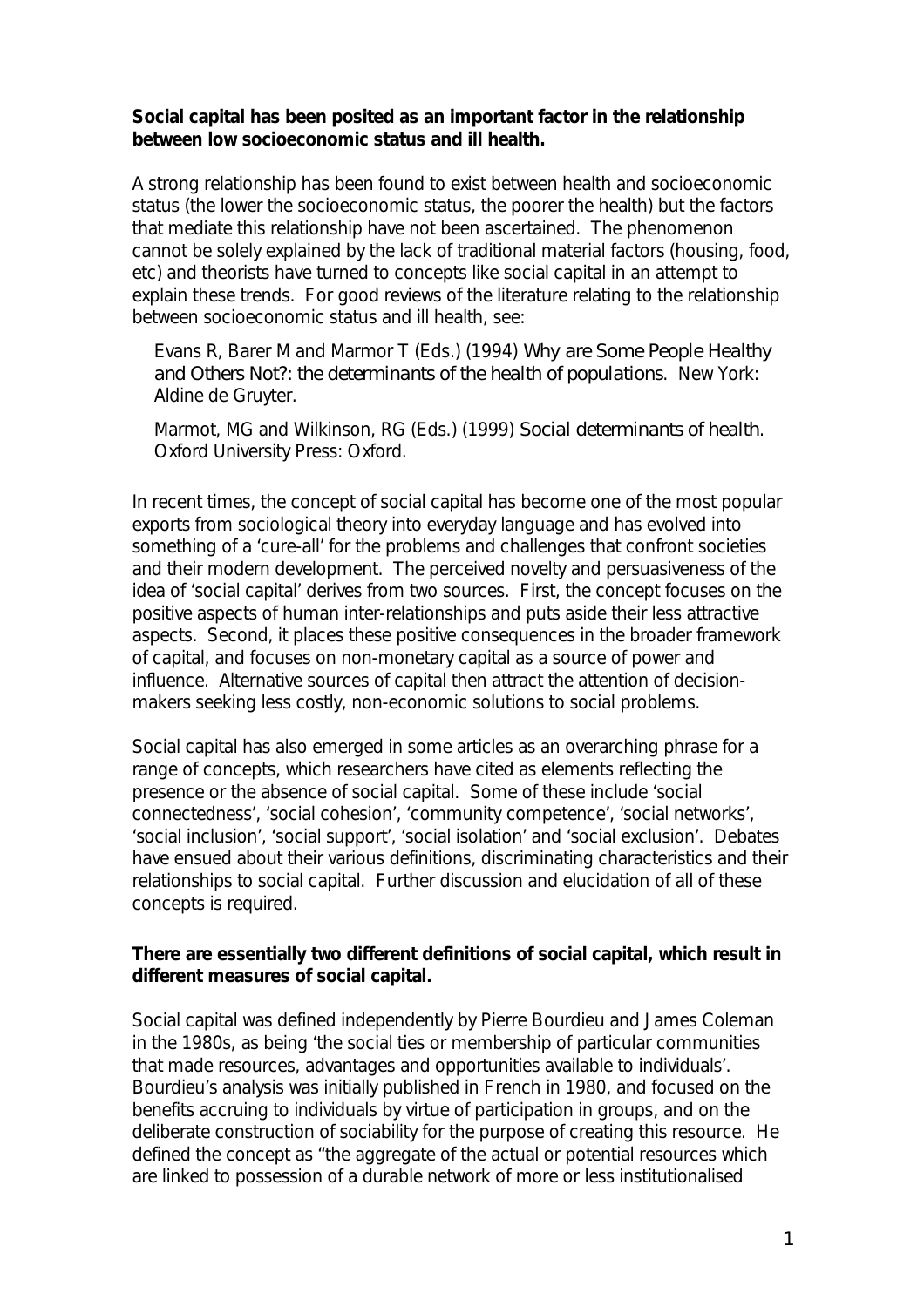**Social capital has been posited as an important factor in the relationship between low socioeconomic status and ill health.**

A strong relationship has been found to exist between health and socioeconomic status (the lower the socioeconomic status, the poorer the health) but the factors that mediate this relationship have not been ascertained. The phenomenon cannot be solely explained by the lack of traditional material factors (housing, food, etc) and theorists have turned to concepts like social capital in an attempt to explain these trends. For good reviews of the literature relating to the relationship between socioeconomic status and ill health, see:

> Evans R, Barer M and Marmor T (Eds.) (1994) *Why are Some People Healthy and Others Not?: the determinants of the health of populations*. New York: Aldine de Gruyter.
>
> Marmot, MG and Wilkinson, RG (Eds.) (1999) *Social determinants of health*. Oxford University Press: Oxford.

In recent times, the concept of social capital has become one of the most popular exports from sociological theory into everyday language and has evolved into something of a 'cure-all' for the problems and challenges that confront societies and their modern development. The perceived novelty and persuasiveness of the idea of 'social capital' derives from two sources. First, the concept focuses on the positive aspects of human inter-relationships and puts aside their less attractive aspects. Second, it places these positive consequences in the broader framework of capital, and focuses on non-monetary capital as a source of power and influence. Alternative sources of capital then attract the attention of decision-makers seeking less costly, non-economic solutions to social problems.

Social capital has also emerged in some articles as an overarching phrase for a range of concepts, which researchers have cited as elements reflecting the presence or the absence of social capital. Some of these include 'social connectedness', 'social cohesion', 'community competence', 'social networks', 'social inclusion', 'social support', 'social isolation' and 'social exclusion'. Debates have ensued about their various definitions, discriminating characteristics and their relationships to social capital. Further discussion and elucidation of all of these concepts is required.

**There are essentially two different definitions of social capital, which result in different measures of social capital.**

Social capital was defined independently by Pierre Bourdieu and James Coleman in the 1980s, as being 'the social ties or membership of particular communities that made resources, advantages and opportunities available to individuals'. Bourdieu's analysis was initially published in French in 1980, and focused on the benefits accruing to individuals by virtue of participation in groups, and on the deliberate construction of sociability for the purpose of creating this resource. He defined the concept as "the aggregate of the actual or potential resources which are linked to possession of a durable network of more or less institutionalised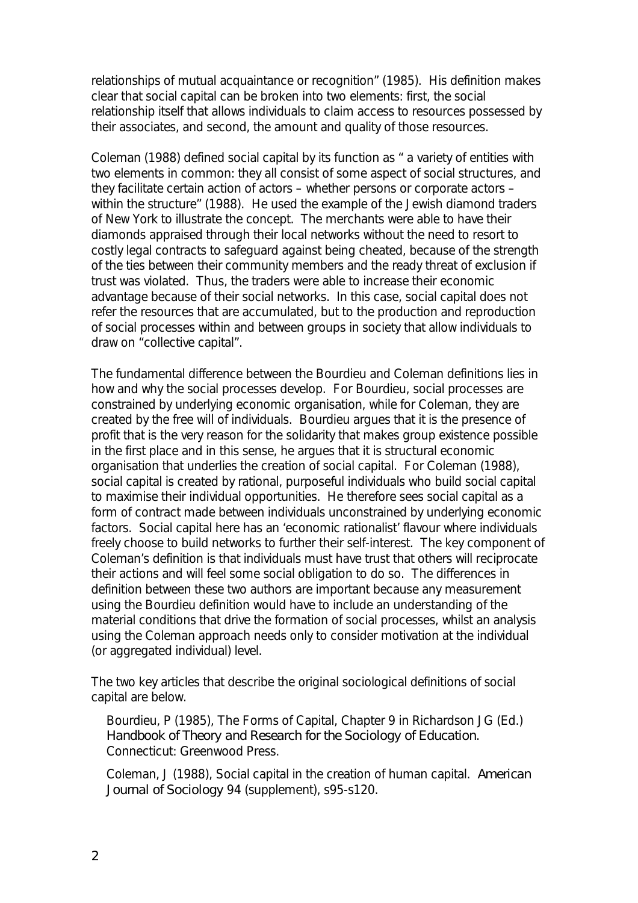relationships of mutual acquaintance or recognition" (1985). His definition makes clear that social capital can be broken into two elements: first, the social relationship itself that allows individuals to claim access to resources possessed by their associates, and second, the amount and quality of those resources.

Coleman (1988) defined social capital by its function as " a variety of entities with two elements in common: they all consist of some aspect of social structures, and they facilitate certain action of actors – whether persons or corporate actors – within the structure" (1988). He used the example of the Jewish diamond traders of New York to illustrate the concept. The merchants were able to have their diamonds appraised through their local networks without the need to resort to costly legal contracts to safeguard against being cheated, because of the strength of the ties between their community members and the ready threat of exclusion if trust was violated. Thus, the traders were able to increase their economic advantage because of their social networks. In this case, social capital does not refer the resources that are accumulated, but to the production and reproduction of social processes within and between groups in society that allow individuals to draw on "collective capital".

The fundamental difference between the Bourdieu and Coleman definitions lies in how and why the social processes develop. For Bourdieu, social processes are constrained by underlying economic organisation, while for Coleman, they are created by the free will of individuals. Bourdieu argues that it is the presence of profit that is the very reason for the solidarity that makes group existence possible in the first place and in this sense, he argues that it is structural economic organisation that underlies the creation of social capital. For Coleman (1988), social capital is created by rational, purposeful individuals who build social capital to maximise their individual opportunities. He therefore sees social capital as a form of contract made between individuals unconstrained by underlying economic factors. Social capital here has an 'economic rationalist' flavour where individuals freely choose to build networks to further their self-interest. The key component of Coleman's definition is that individuals must have trust that others will reciprocate their actions and will feel some social obligation to do so. The differences in definition between these two authors are important because any measurement using the Bourdieu definition would have to include an understanding of the material conditions that drive the formation of social processes, whilst an analysis using the Coleman approach needs only to consider motivation at the individual (or aggregated individual) level.

The two key articles that describe the original sociological definitions of social capital are below.

Bourdieu, P (1985), The Forms of Capital, Chapter 9 in Richardson JG (Ed.) *Handbook of Theory and Research for the Sociology of Education*. Connecticut: Greenwood Press.

Coleman, J (1988), Social capital in the creation of human capital. *American Journal of Sociology* 94 (supplement), s95-s120.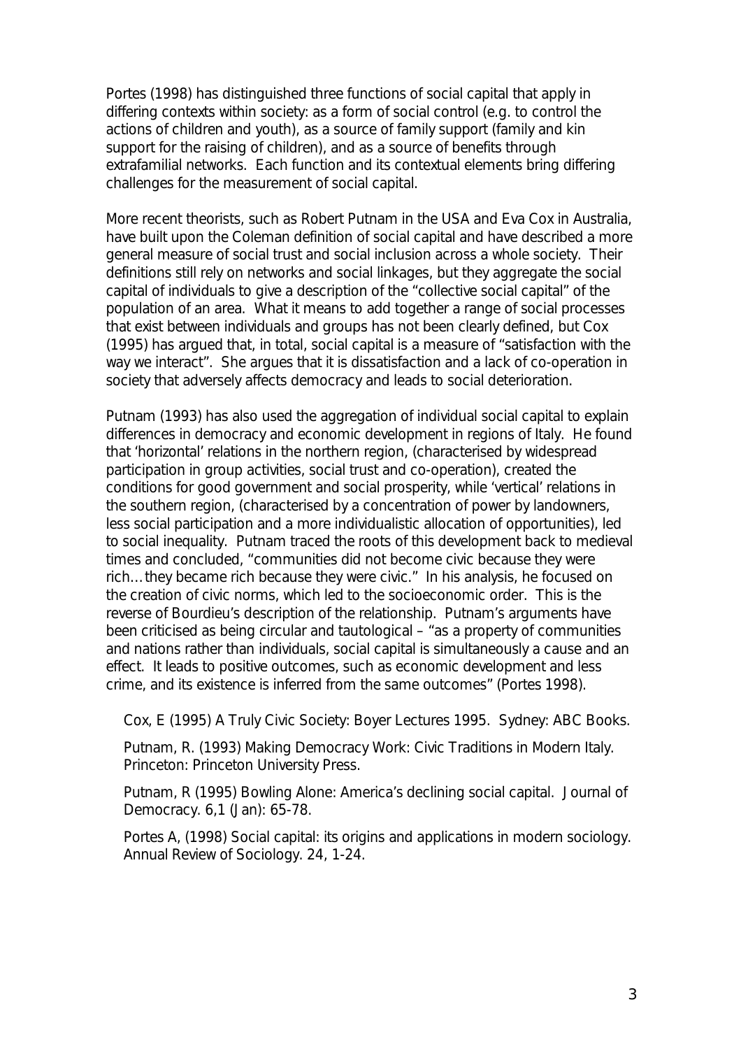Portes (1998) has distinguished three functions of social capital that apply in differing contexts within society: as a form of social control (e.g. to control the actions of children and youth), as a source of family support (family and kin support for the raising of children), and as a source of benefits through extrafamilial networks. Each function and its contextual elements bring differing challenges for the measurement of social capital.

More recent theorists, such as Robert Putnam in the USA and Eva Cox in Australia, have built upon the Coleman definition of social capital and have described a more general measure of social trust and social inclusion across a whole society. Their definitions still rely on networks and social linkages, but they aggregate the social capital of individuals to give a description of the "collective social capital" of the population of an area. What it means to add together a range of social processes that exist between individuals and groups has not been clearly defined, but Cox (1995) has argued that, in total, social capital is a measure of "satisfaction with the way we interact". She argues that it is dissatisfaction and a lack of co-operation in society that adversely affects democracy and leads to social deterioration.

Putnam (1993) has also used the aggregation of individual social capital to explain differences in democracy and economic development in regions of Italy. He found that 'horizontal' relations in the northern region, (characterised by widespread participation in group activities, social trust and co-operation), created the conditions for good government and social prosperity, while 'vertical' relations in the southern region, (characterised by a concentration of power by landowners, less social participation and a more individualistic allocation of opportunities), led to social inequality. Putnam traced the roots of this development back to medieval times and concluded, "communities did not become civic because they were rich…they became rich because they were civic." In his analysis, he focused on the creation of civic norms, which led to the socioeconomic order. This is the reverse of Bourdieu's description of the relationship. Putnam's arguments have been criticised as being circular and tautological – "as a property of communities and nations rather than individuals, social capital is simultaneously a cause and an effect. It leads to positive outcomes, such as economic development and less crime, and its existence is inferred from the same outcomes" (Portes 1998).

Cox, E (1995) A Truly Civic Society: Boyer Lectures 1995. Sydney: ABC Books.

Putnam, R. (1993) Making Democracy Work: Civic Traditions in Modern Italy. Princeton: Princeton University Press.

Putnam, R (1995) Bowling Alone: America's declining social capital. Journal of Democracy. 6,1 (Jan): 65-78.

Portes A, (1998) Social capital: its origins and applications in modern sociology. Annual Review of Sociology. 24, 1-24.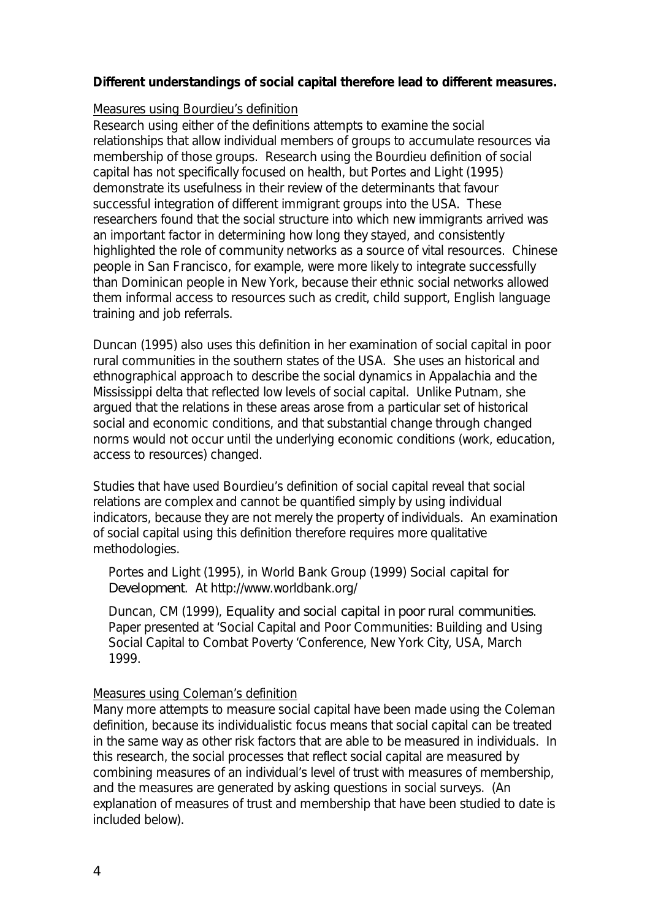**Different understandings of social capital therefore lead to different measures.**

Measures using Bourdieu's definition

Research using either of the definitions attempts to examine the social relationships that allow individual members of groups to accumulate resources via membership of those groups. Research using the Bourdieu definition of social capital has not specifically focused on health, but Portes and Light (1995) demonstrate its usefulness in their review of the determinants that favour successful integration of different immigrant groups into the USA. These researchers found that the social structure into which new immigrants arrived was an important factor in determining how long they stayed, and consistently highlighted the role of community networks as a source of vital resources. Chinese people in San Francisco, for example, were more likely to integrate successfully than Dominican people in New York, because their ethnic social networks allowed them informal access to resources such as credit, child support, English language training and job referrals.

Duncan (1995) also uses this definition in her examination of social capital in poor rural communities in the southern states of the USA. She uses an historical and ethnographical approach to describe the social dynamics in Appalachia and the Mississippi delta that reflected low levels of social capital. Unlike Putnam, she argued that the relations in these areas arose from a particular set of historical social and economic conditions, and that substantial change through changed norms would not occur until the underlying economic conditions (work, education, access to resources) changed.

Studies that have used Bourdieu's definition of social capital reveal that social relations are complex and cannot be quantified simply by using individual indicators, because they are not merely the property of individuals. An examination of social capital using this definition therefore requires more qualitative methodologies.

> Portes and Light (1995), in World Bank Group (1999) *Social capital for Development*. At http://www.worldbank.org/
>
> Duncan, CM (1999), *Equality and social capital in poor rural communities*. Paper presented at 'Social Capital and Poor Communities: Building and Using Social Capital to Combat Poverty 'Conference, New York City, USA, March 1999.

Measures using Coleman's definition

Many more attempts to measure social capital have been made using the Coleman definition, because its individualistic focus means that social capital can be treated in the same way as other risk factors that are able to be measured in individuals. In this research, the social processes that reflect social capital are measured by combining measures of an individual's level of trust with measures of membership, and the measures are generated by asking questions in social surveys. (An explanation of measures of trust and membership that have been studied to date is included below).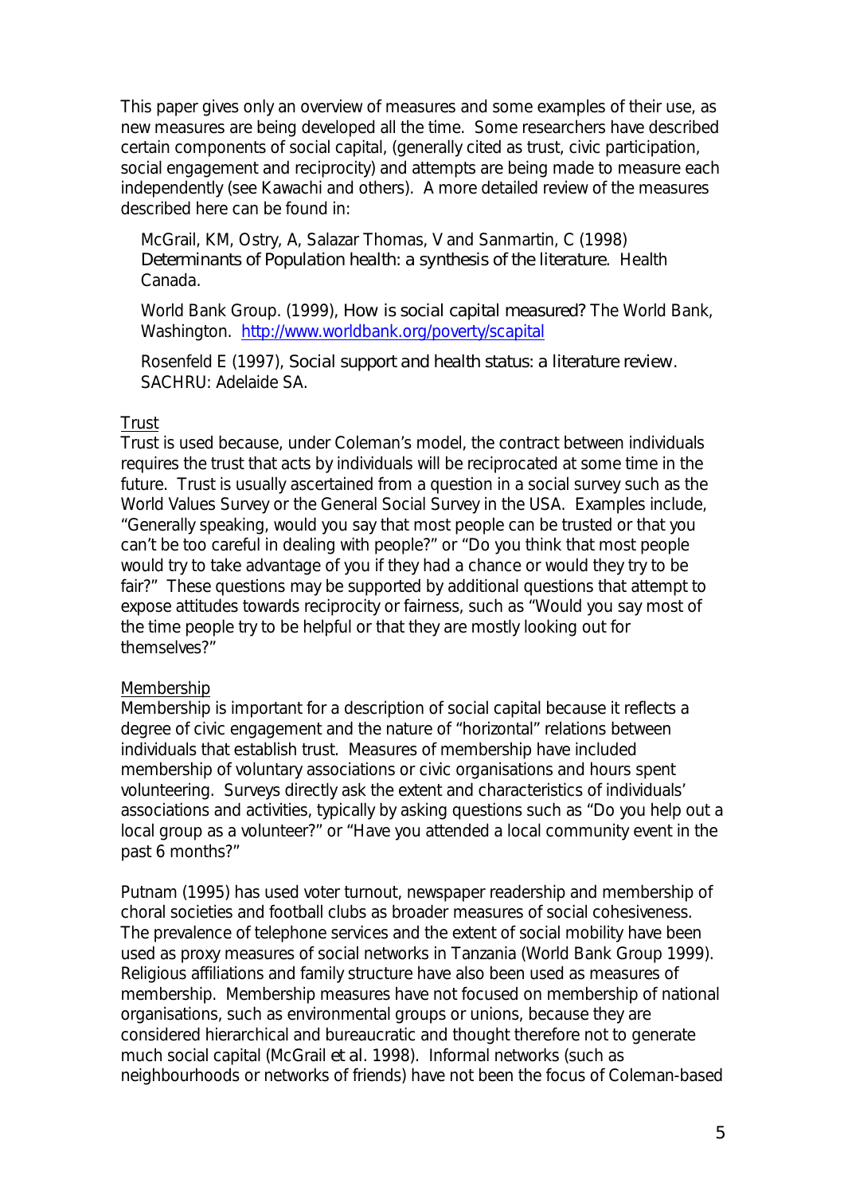This paper gives only an overview of measures and some examples of their use, as new measures are being developed all the time. Some researchers have described certain components of social capital, (generally cited as trust, civic participation, social engagement and reciprocity) and attempts are being made to measure each independently (see Kawachi and others). A more detailed review of the measures described here can be found in:

> McGrail, KM, Ostry, A, Salazar Thomas, V and Sanmartin, C (1998) *Determinants of Population health: a synthesis of the literature.* Health Canada.
>
> World Bank Group. (1999), *How is social capital measured?* The World Bank, Washington. http://www.worldbank.org/poverty/scapital
>
> Rosenfeld E (1997), *Social support and health status: a literature review.* SACHRU: Adelaide SA.

<u>Trust</u>

Trust is used because, under Coleman's model, the contract between individuals requires the trust that acts by individuals will be reciprocated at some time in the future. Trust is usually ascertained from a question in a social survey such as the World Values Survey or the General Social Survey in the USA. Examples include, "Generally speaking, would you say that most people can be trusted or that you can't be too careful in dealing with people?" or "Do you think that most people would try to take advantage of you if they had a chance or would they try to be fair?" These questions may be supported by additional questions that attempt to expose attitudes towards reciprocity or fairness, such as "Would you say most of the time people try to be helpful or that they are mostly looking out for themselves?"

<u>Membership</u>

Membership is important for a description of social capital because it reflects a degree of civic engagement and the nature of "horizontal" relations between individuals that establish trust. Measures of membership have included membership of voluntary associations or civic organisations and hours spent volunteering. Surveys directly ask the extent and characteristics of individuals' associations and activities, typically by asking questions such as "Do you help out a local group as a volunteer?" or "Have you attended a local community event in the past 6 months?"

Putnam (1995) has used voter turnout, newspaper readership and membership of choral societies and football clubs as broader measures of social cohesiveness. The prevalence of telephone services and the extent of social mobility have been used as proxy measures of social networks in Tanzania (World Bank Group 1999). Religious affiliations and family structure have also been used as measures of membership. Membership measures have not focused on membership of national organisations, such as environmental groups or unions, because they are considered hierarchical and bureaucratic and thought therefore not to generate much social capital (McGrail *et al.* 1998). Informal networks (such as neighbourhoods or networks of friends) have not been the focus of Coleman-based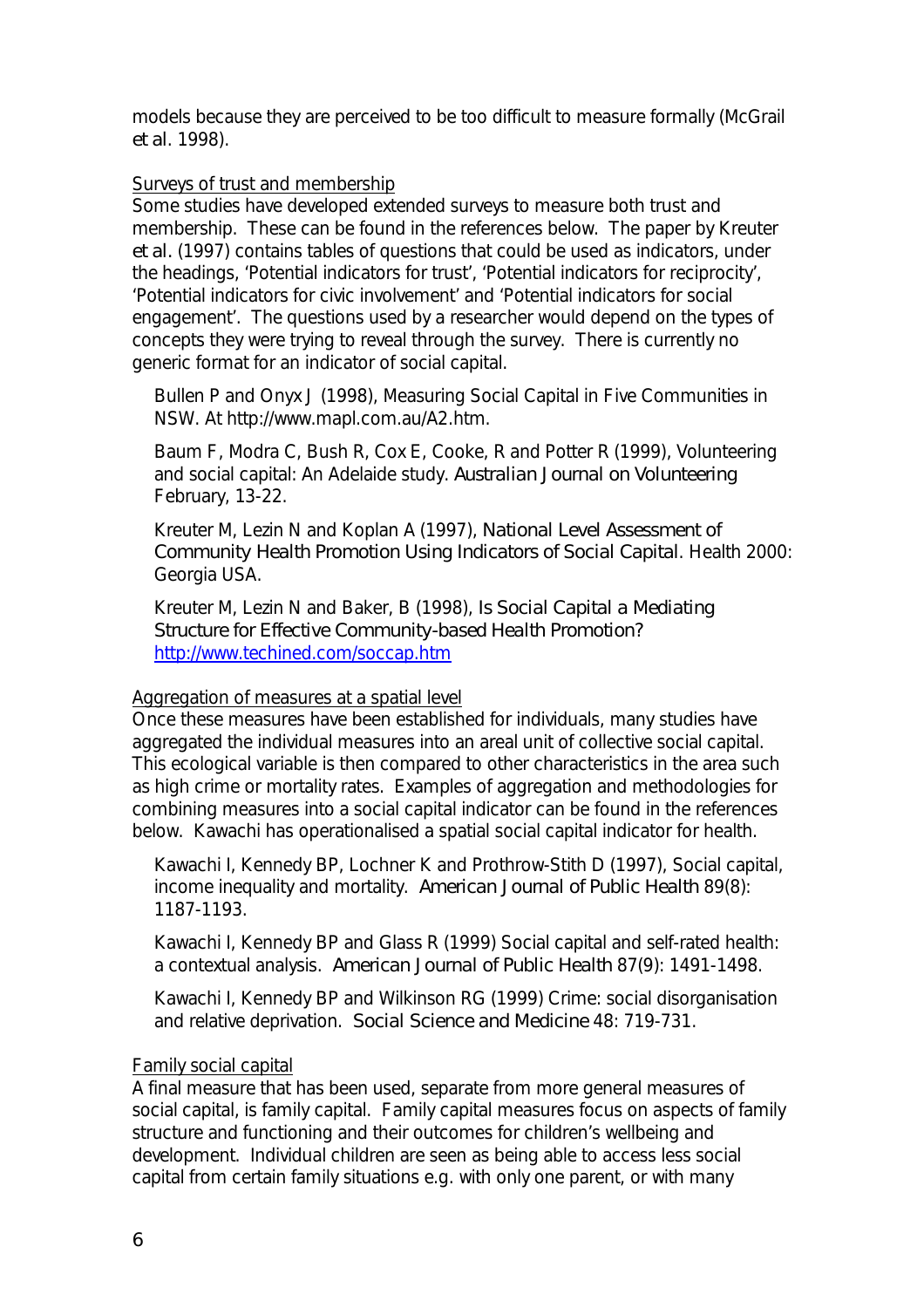models because they are perceived to be too difficult to measure formally (McGrail *et al.* 1998).

Surveys of trust and membership

Some studies have developed extended surveys to measure both trust and membership. These can be found in the references below. The paper by Kreuter *et al.* (1997) contains tables of questions that could be used as indicators, under the headings, 'Potential indicators for trust', 'Potential indicators for reciprocity', 'Potential indicators for civic involvement' and 'Potential indicators for social engagement'. The questions used by a researcher would depend on the types of concepts they were trying to reveal through the survey. There is currently no generic format for an indicator of social capital.

> Bullen P and Onyx J (1998), Measuring Social Capital in Five Communities in NSW. At http://www.mapl.com.au/A2.htm.
>
> Baum F, Modra C, Bush R, Cox E, Cooke, R and Potter R (1999), Volunteering and social capital: An Adelaide study. *Australian Journal on Volunteering* February, 13-22.
>
> Kreuter M, Lezin N and Koplan A (1997), *National Level Assessment of Community Health Promotion Using Indicators of Social Capital*. Health 2000: Georgia USA.
>
> Kreuter M, Lezin N and Baker, B (1998), *Is Social Capital a Mediating Structure for Effective Community-based Health Promotion?* http://www.techined.com/soccap.htm

Aggregation of measures at a spatial level

Once these measures have been established for individuals, many studies have aggregated the individual measures into an areal unit of collective social capital. This ecological variable is then compared to other characteristics in the area such as high crime or mortality rates. Examples of aggregation and methodologies for combining measures into a social capital indicator can be found in the references below. Kawachi has operationalised a spatial social capital indicator for health.

> Kawachi I, Kennedy BP, Lochner K and Prothrow-Stith D (1997), Social capital, income inequality and mortality. *American Journal of Public Health* 89(8): 1187-1193.
>
> Kawachi I, Kennedy BP and Glass R (1999) Social capital and self-rated health: a contextual analysis. *American Journal of Public Health* 87(9): 1491-1498.
>
> Kawachi I, Kennedy BP and Wilkinson RG (1999) Crime: social disorganisation and relative deprivation. *Social Science and Medicine* 48: 719-731.

Family social capital

A final measure that has been used, separate from more general measures of social capital, is family capital. Family capital measures focus on aspects of family structure and functioning and their outcomes for children's wellbeing and development. Individual children are seen as being able to access less social capital from certain family situations e.g. with only one parent, or with many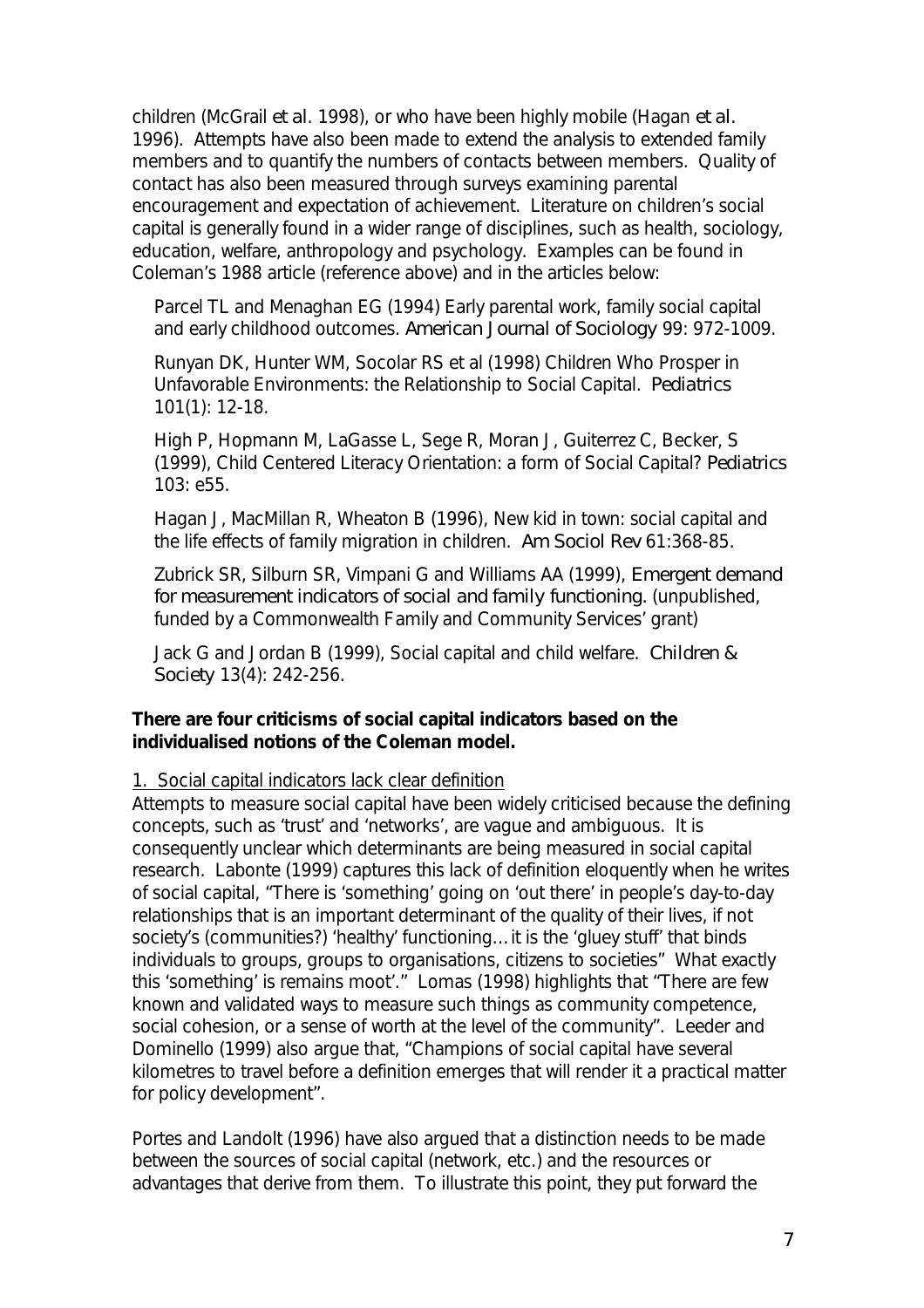children (McGrail *et al.* 1998), or who have been highly mobile (Hagan *et al.* 1996). Attempts have also been made to extend the analysis to extended family members and to quantify the numbers of contacts between members. Quality of contact has also been measured through surveys examining parental encouragement and expectation of achievement. Literature on children's social capital is generally found in a wider range of disciplines, such as health, sociology, education, welfare, anthropology and psychology. Examples can be found in Coleman's 1988 article (reference above) and in the articles below:

Parcel TL and Menaghan EG (1994) Early parental work, family social capital and early childhood outcomes. *American Journal of Sociology* 99: 972-1009.

Runyan DK, Hunter WM, Socolar RS et al (1998) Children Who Prosper in Unfavorable Environments: the Relationship to Social Capital. *Pediatrics* 101(1): 12-18.

High P, Hopmann M, LaGasse L, Sege R, Moran J, Guiterrez C, Becker, S (1999), Child Centered Literacy Orientation: a form of Social Capital? *Pediatrics* 103: e55.

Hagan J, MacMillan R, Wheaton B (1996), New kid in town: social capital and the life effects of family migration in children. *Am Sociol Rev* 61:368-85.

Zubrick SR, Silburn SR, Vimpani G and Williams AA (1999), *Emergent demand for measurement indicators of social and family functioning.* (unpublished, funded by a Commonwealth Family and Community Services' grant)

Jack G and Jordan B (1999), Social capital and child welfare. *Children & Society* 13(4): 242-256.

**There are four criticisms of social capital indicators based on the individualised notions of the Coleman model.**

<u>1. Social capital indicators lack clear definition</u>

Attempts to measure social capital have been widely criticised because the defining concepts, such as 'trust' and 'networks', are vague and ambiguous. It is consequently unclear which determinants are being measured in social capital research. Labonte (1999) captures this lack of definition eloquently when he writes of social capital, "There is 'something' going on 'out there' in people's day-to-day relationships that is an important determinant of the quality of their lives, if not society's (communities?) 'healthy' functioning… it is the 'gluey stuff' that binds individuals to groups, groups to organisations, citizens to societies" What exactly this 'something' is remains moot'." Lomas (1998) highlights that "There are few known and validated ways to measure such things as community competence, social cohesion, or a sense of worth at the level of the community". Leeder and Dominello (1999) also argue that, "Champions of social capital have several kilometres to travel before a definition emerges that will render it a practical matter for policy development".

Portes and Landolt (1996) have also argued that a distinction needs to be made between the sources of social capital (network, etc.) and the resources or advantages that derive from them. To illustrate this point, they put forward the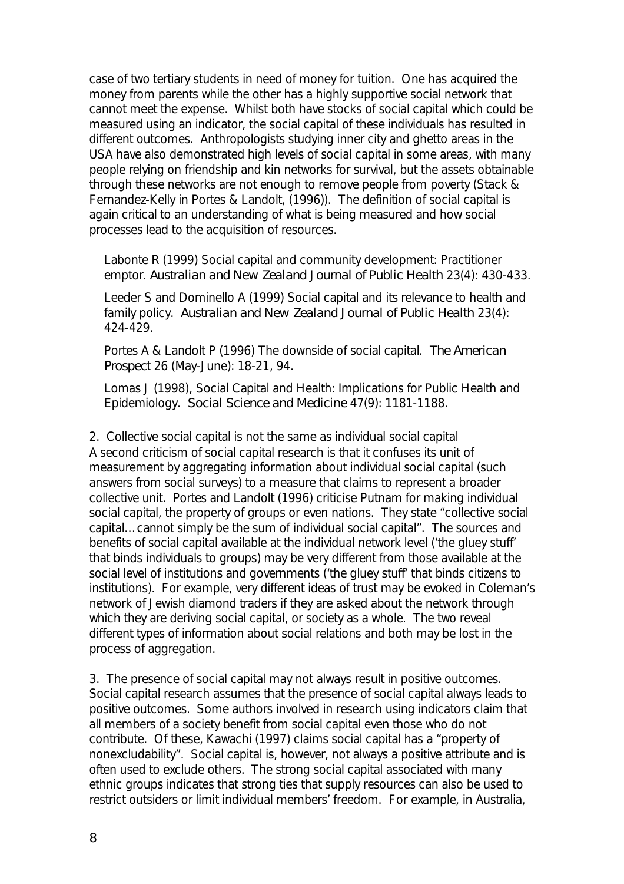case of two tertiary students in need of money for tuition. One has acquired the money from parents while the other has a highly supportive social network that cannot meet the expense. Whilst both have stocks of social capital which could be measured using an indicator, the social capital of these individuals has resulted in different outcomes. Anthropologists studying inner city and ghetto areas in the USA have also demonstrated high levels of social capital in some areas, with many people relying on friendship and kin networks for survival, but the assets obtainable through these networks are not enough to remove people from poverty (Stack & Fernandez-Kelly in Portes & Landolt, (1996)). The definition of social capital is again critical to an understanding of what is being measured and how social processes lead to the acquisition of resources.

> Labonte R (1999) Social capital and community development: Practitioner emptor. *Australian and New Zealand Journal of Public Health* 23(4): 430-433.
>
> Leeder S and Dominello A (1999) Social capital and its relevance to health and family policy. *Australian and New Zealand Journal of Public Health* 23(4): 424-429.
>
> Portes A & Landolt P (1996) The downside of social capital. *The American Prospect* 26 (May-June): 18-21, 94.
>
> Lomas J (1998), Social Capital and Health: Implications for Public Health and Epidemiology. *Social Science and Medicine* 47(9): 1181-1188.

<u>2. Collective social capital is not the same as individual social capital</u>

A second criticism of social capital research is that it confuses its unit of measurement by aggregating information about individual social capital (such answers from social surveys) to a measure that claims to represent a broader collective unit. Portes and Landolt (1996) criticise Putnam for making individual social capital, the property of groups or even nations. They state "collective social capital…cannot simply be the sum of individual social capital". The sources and benefits of social capital available at the individual network level ('the gluey stuff' that binds individuals to groups) may be very different from those available at the social level of institutions and governments ('the gluey stuff' that binds citizens to institutions). For example, very different ideas of trust may be evoked in Coleman's network of Jewish diamond traders if they are asked about the network through which they are deriving social capital, or society as a whole. The two reveal different types of information about social relations and both may be lost in the process of aggregation.

<u>3. The presence of social capital may not always result in positive outcomes.</u>

Social capital research assumes that the presence of social capital always leads to positive outcomes. Some authors involved in research using indicators claim that all members of a society benefit from social capital even those who do not contribute. Of these, Kawachi (1997) claims social capital has a "property of nonexcludability". Social capital is, however, not always a positive attribute and is often used to exclude others. The strong social capital associated with many ethnic groups indicates that strong ties that supply resources can also be used to restrict outsiders or limit individual members' freedom. For example, in Australia,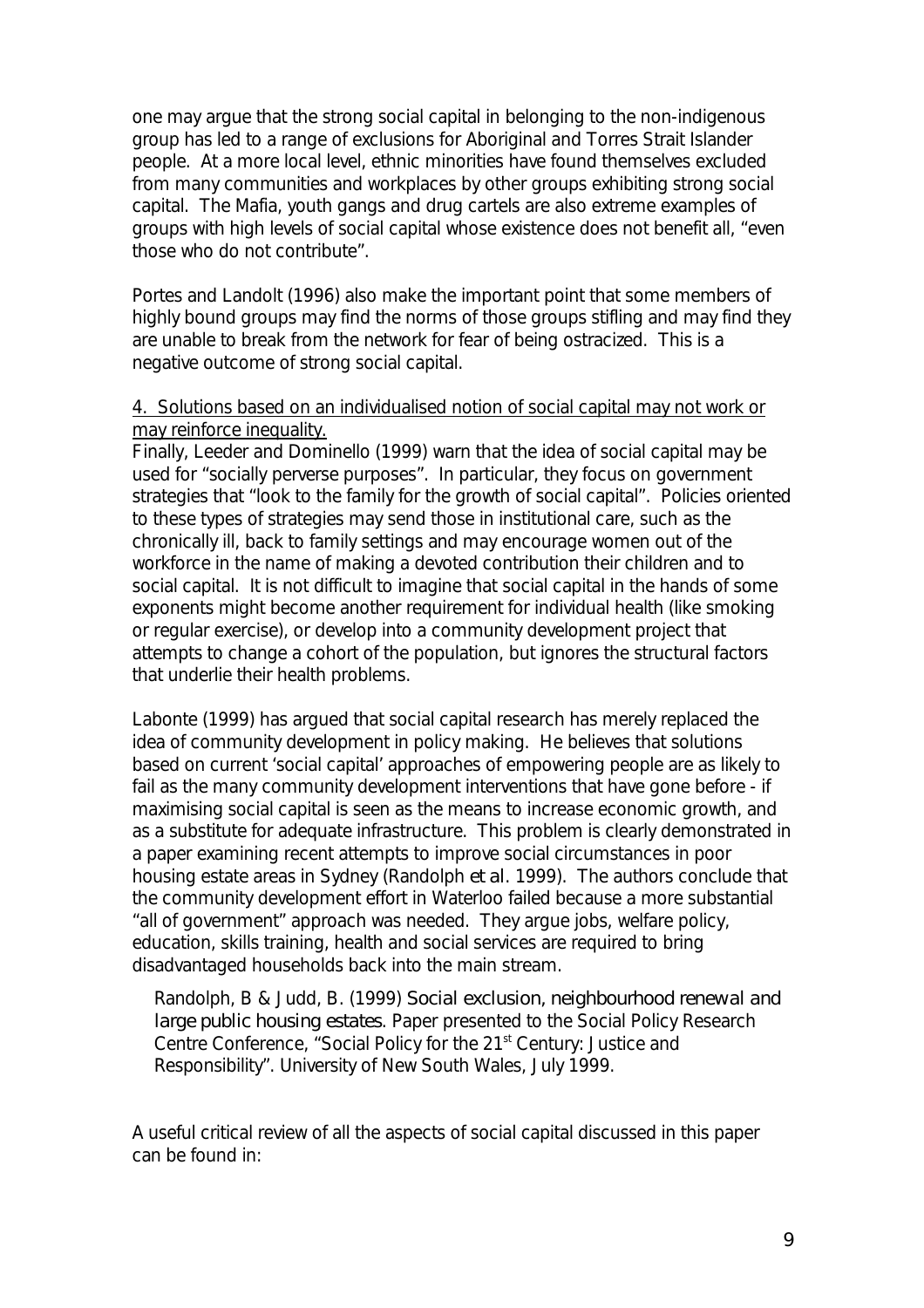one may argue that the strong social capital in belonging to the non-indigenous group has led to a range of exclusions for Aboriginal and Torres Strait Islander people. At a more local level, ethnic minorities have found themselves excluded from many communities and workplaces by other groups exhibiting strong social capital. The Mafia, youth gangs and drug cartels are also extreme examples of groups with high levels of social capital whose existence does not benefit all, "even those who do not contribute".

Portes and Landolt (1996) also make the important point that some members of highly bound groups may find the norms of those groups stifling and may find they are unable to break from the network for fear of being ostracized. This is a negative outcome of strong social capital.

<u>4. Solutions based on an individualised notion of social capital may not work or may reinforce inequality.</u>

Finally, Leeder and Dominello (1999) warn that the idea of social capital may be used for "socially perverse purposes". In particular, they focus on government strategies that "look to the family for the growth of social capital". Policies oriented to these types of strategies may send those in institutional care, such as the chronically ill, back to family settings and may encourage women out of the workforce in the name of making a devoted contribution their children and to social capital. It is not difficult to imagine that social capital in the hands of some exponents might become another requirement for individual health (like smoking or regular exercise), or develop into a community development project that attempts to change a cohort of the population, but ignores the structural factors that underlie their health problems.

Labonte (1999) has argued that social capital research has merely replaced the idea of community development in policy making. He believes that solutions based on current 'social capital' approaches of empowering people are as likely to fail as the many community development interventions that have gone before - if maximising social capital is seen as the means to increase economic growth, and as a substitute for adequate infrastructure. This problem is clearly demonstrated in a paper examining recent attempts to improve social circumstances in poor housing estate areas in Sydney (Randolph *et al*. 1999). The authors conclude that the community development effort in Waterloo failed because a more substantial "all of government" approach was needed. They argue jobs, welfare policy, education, skills training, health and social services are required to bring disadvantaged households back into the main stream.

> Randolph, B & Judd, B. (1999) *Social exclusion, neighbourhood renewal and large public housing estates*. Paper presented to the Social Policy Research Centre Conference, "Social Policy for the 21st Century: Justice and Responsibility". University of New South Wales, July 1999.

A useful critical review of all the aspects of social capital discussed in this paper can be found in: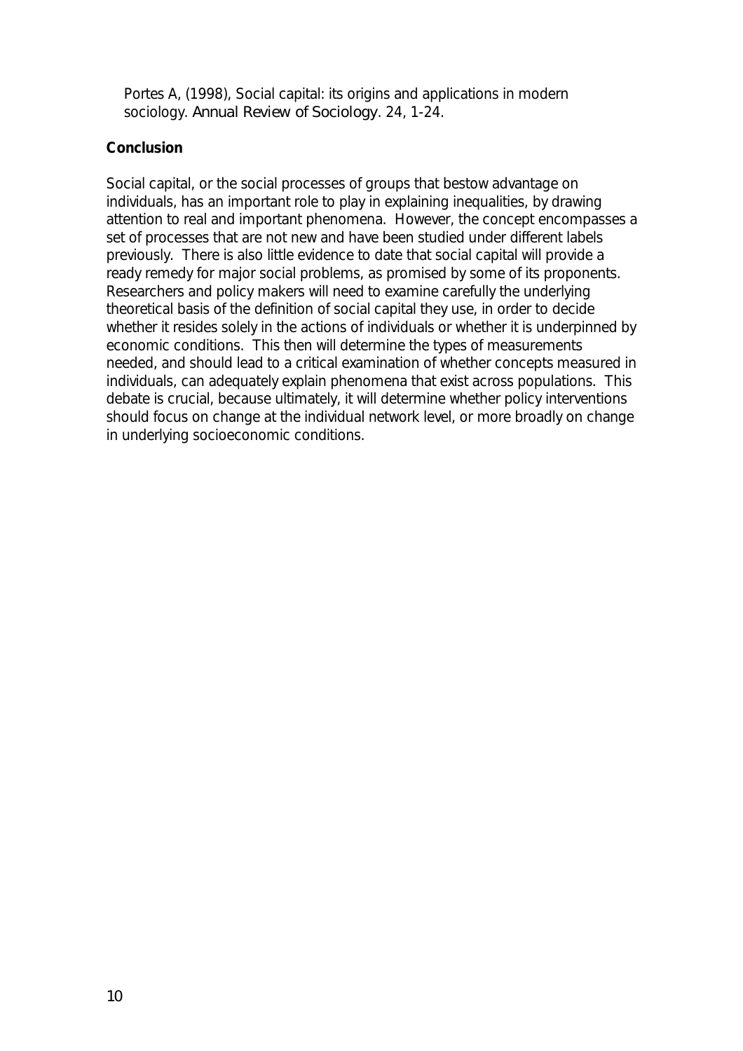Portes A, (1998), Social capital: its origins and applications in modern sociology. Annual Review of Sociology. 24, 1-24.

**Conclusion**

Social capital, or the social processes of groups that bestow advantage on individuals, has an important role to play in explaining inequalities, by drawing attention to real and important phenomena. However, the concept encompasses a set of processes that are not new and have been studied under different labels previously. There is also little evidence to date that social capital will provide a ready remedy for major social problems, as promised by some of its proponents. Researchers and policy makers will need to examine carefully the underlying theoretical basis of the definition of social capital they use, in order to decide whether it resides solely in the actions of individuals or whether it is underpinned by economic conditions. This then will determine the types of measurements needed, and should lead to a critical examination of whether concepts measured in individuals, can adequately explain phenomena that exist across populations. This debate is crucial, because ultimately, it will determine whether policy interventions should focus on change at the individual network level, or more broadly on change in underlying socioeconomic conditions.